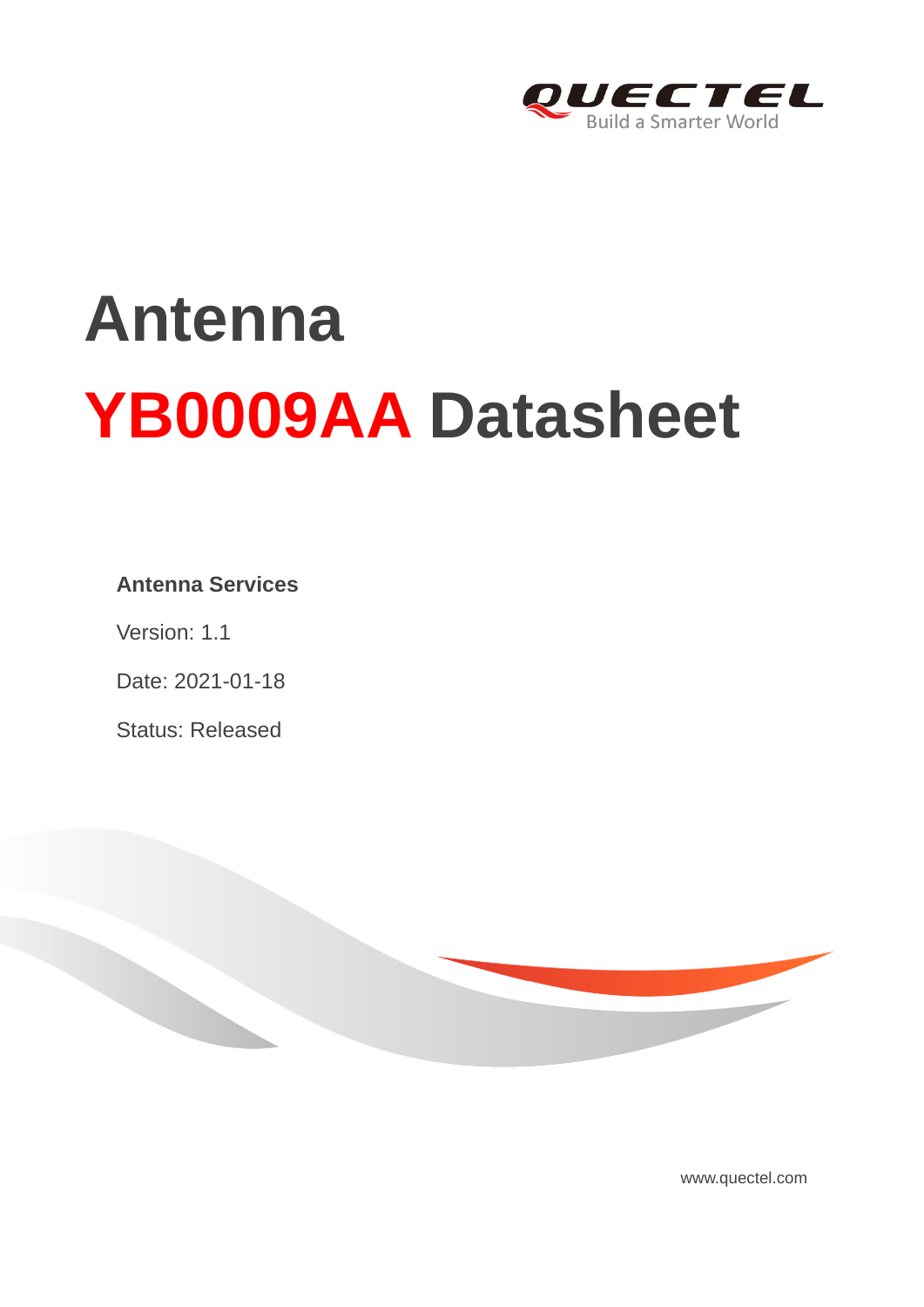# Antenna

# YB0009AA Datasheet

**Antenna Services**

Version: 1.1

Date: 2021-01-18

Status: Released

www.quectel.com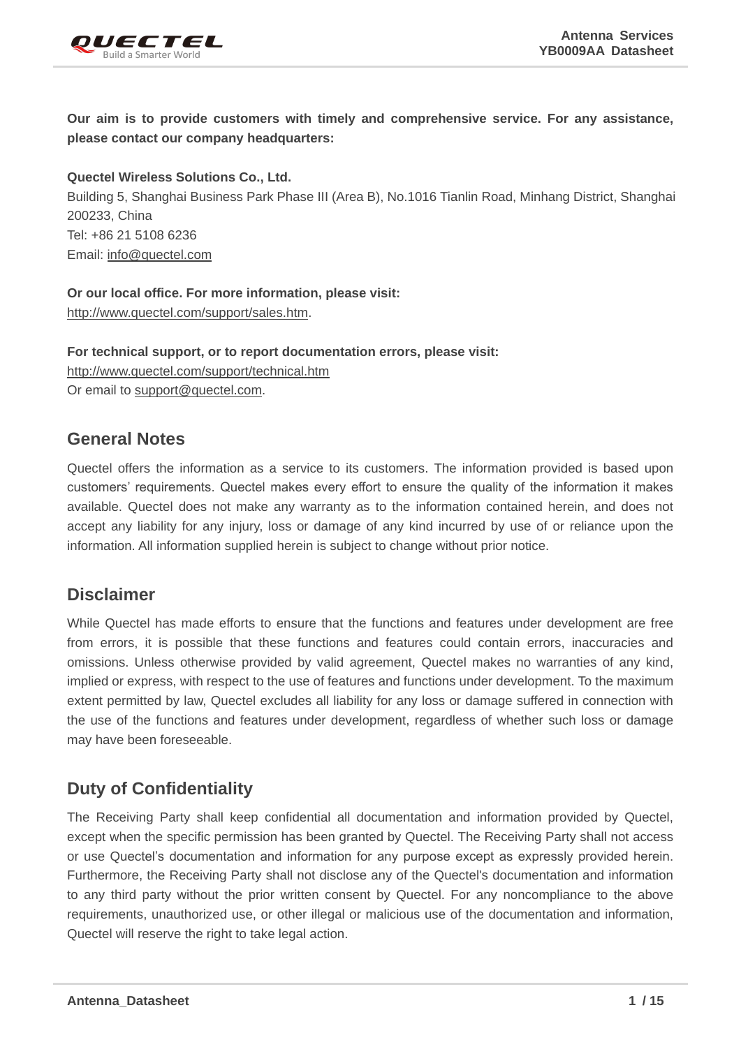**Our aim is to provide customers with timely and comprehensive service. For any assistance, please contact our company headquarters:**

**Quectel Wireless Solutions Co., Ltd.**
Building 5, Shanghai Business Park Phase III (Area B), No.1016 Tianlin Road, Minhang District, Shanghai 200233, China
Tel: +86 21 5108 6236
Email: info@quectel.com

**Or our local office. For more information, please visit:**
http://www.quectel.com/support/sales.htm.

**For technical support, or to report documentation errors, please visit:**
http://www.quectel.com/support/technical.htm
Or email to support@quectel.com.

## General Notes

Quectel offers the information as a service to its customers. The information provided is based upon customers' requirements. Quectel makes every effort to ensure the quality of the information it makes available. Quectel does not make any warranty as to the information contained herein, and does not accept any liability for any injury, loss or damage of any kind incurred by use of or reliance upon the information. All information supplied herein is subject to change without prior notice.

## Disclaimer

While Quectel has made efforts to ensure that the functions and features under development are free from errors, it is possible that these functions and features could contain errors, inaccuracies and omissions. Unless otherwise provided by valid agreement, Quectel makes no warranties of any kind, implied or express, with respect to the use of features and functions under development. To the maximum extent permitted by law, Quectel excludes all liability for any loss or damage suffered in connection with the use of the functions and features under development, regardless of whether such loss or damage may have been foreseeable.

## Duty of Confidentiality

The Receiving Party shall keep confidential all documentation and information provided by Quectel, except when the specific permission has been granted by Quectel. The Receiving Party shall not access or use Quectel's documentation and information for any purpose except as expressly provided herein. Furthermore, the Receiving Party shall not disclose any of the Quectel's documentation and information to any third party without the prior written consent by Quectel. For any noncompliance to the above requirements, unauthorized use, or other illegal or malicious use of the documentation and information, Quectel will reserve the right to take legal action.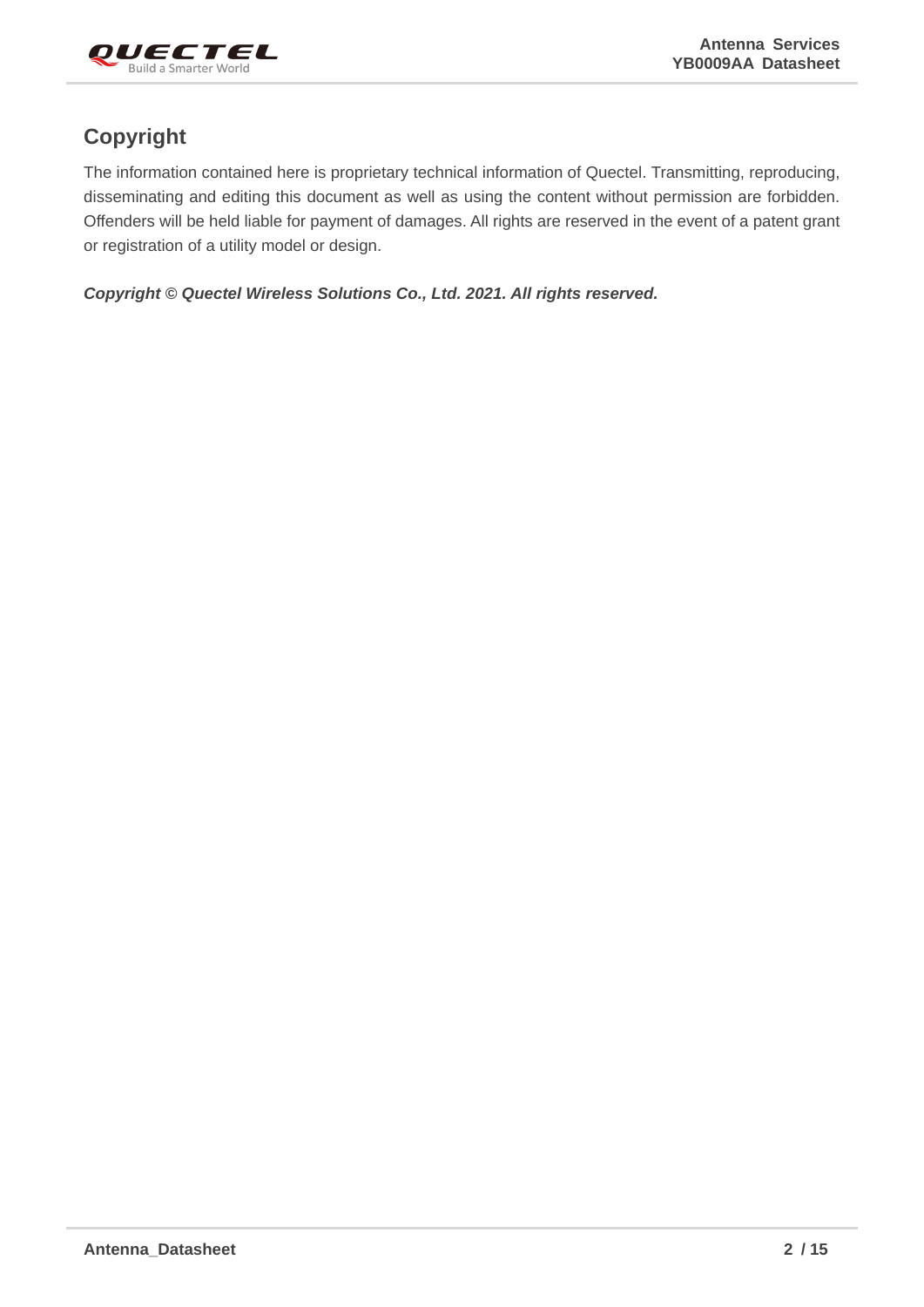# Copyright

The information contained here is proprietary technical information of Quectel. Transmitting, reproducing, disseminating and editing this document as well as using the content without permission are forbidden. Offenders will be held liable for payment of damages. All rights are reserved in the event of a patent grant or registration of a utility model or design.

***Copyright © Quectel Wireless Solutions Co., Ltd. 2021. All rights reserved.***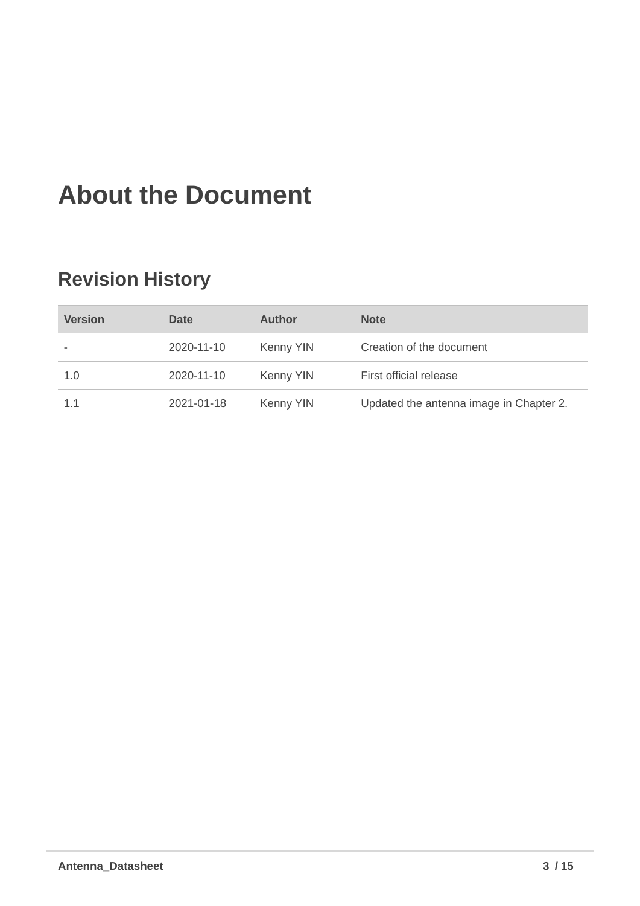# About the Document

## Revision History

| Version | Date | Author | Note |
| --- | --- | --- | --- |
| - | 2020-11-10 | Kenny YIN | Creation of the document |
| 1.0 | 2020-11-10 | Kenny YIN | First official release |
| 1.1 | 2021-01-18 | Kenny YIN | Updated the antenna image in Chapter 2. |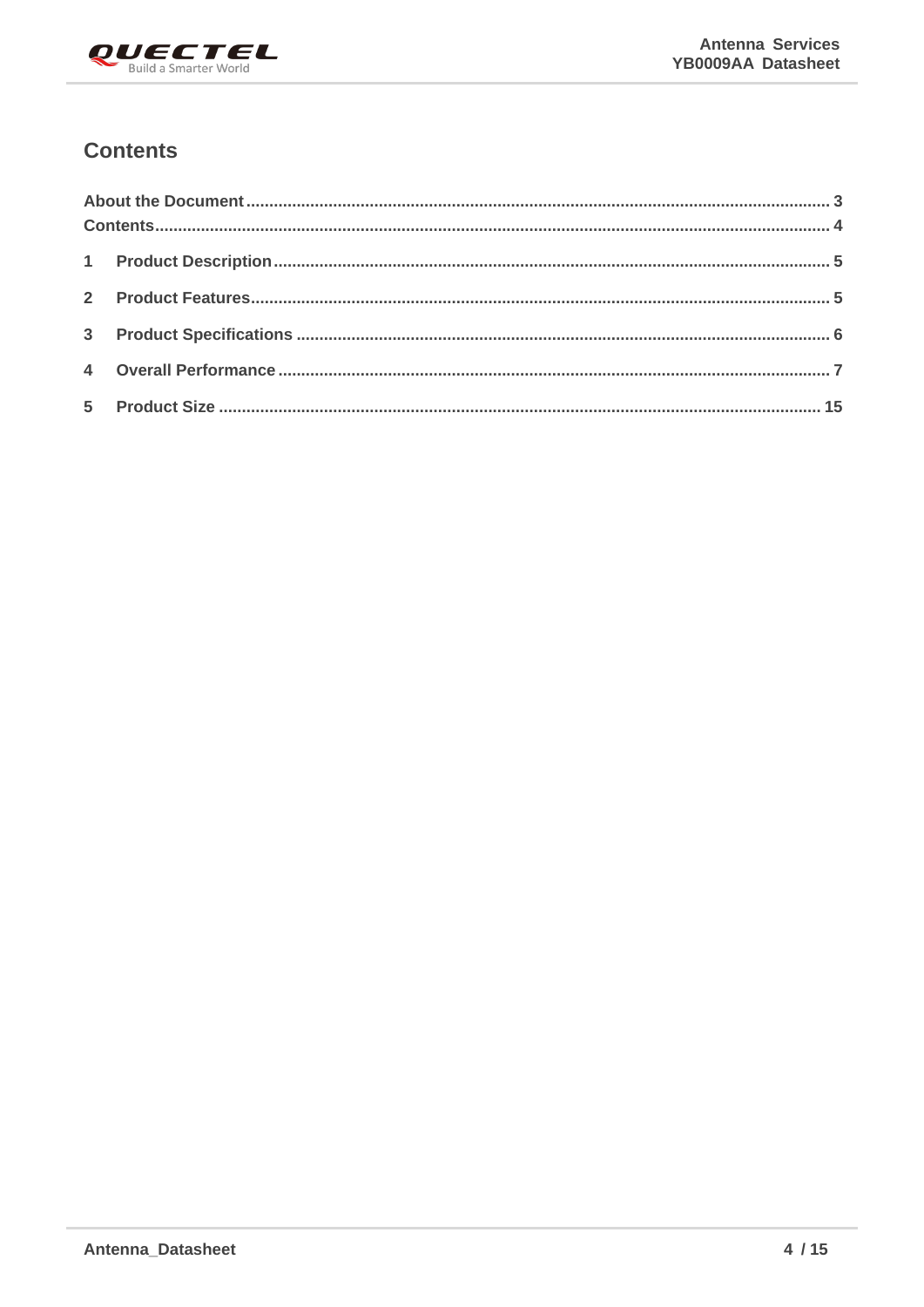# Contents

About the Document ........................................................................................................................ 3
Contents ........................................................................................................................................... 4
1 Product Description ....................................................................................................................... 5
2 Product Features ........................................................................................................................... 5
3 Product Specifications .................................................................................................................. 6
4 Overall Performance ...................................................................................................................... 7
5 Product Size ................................................................................................................................. 15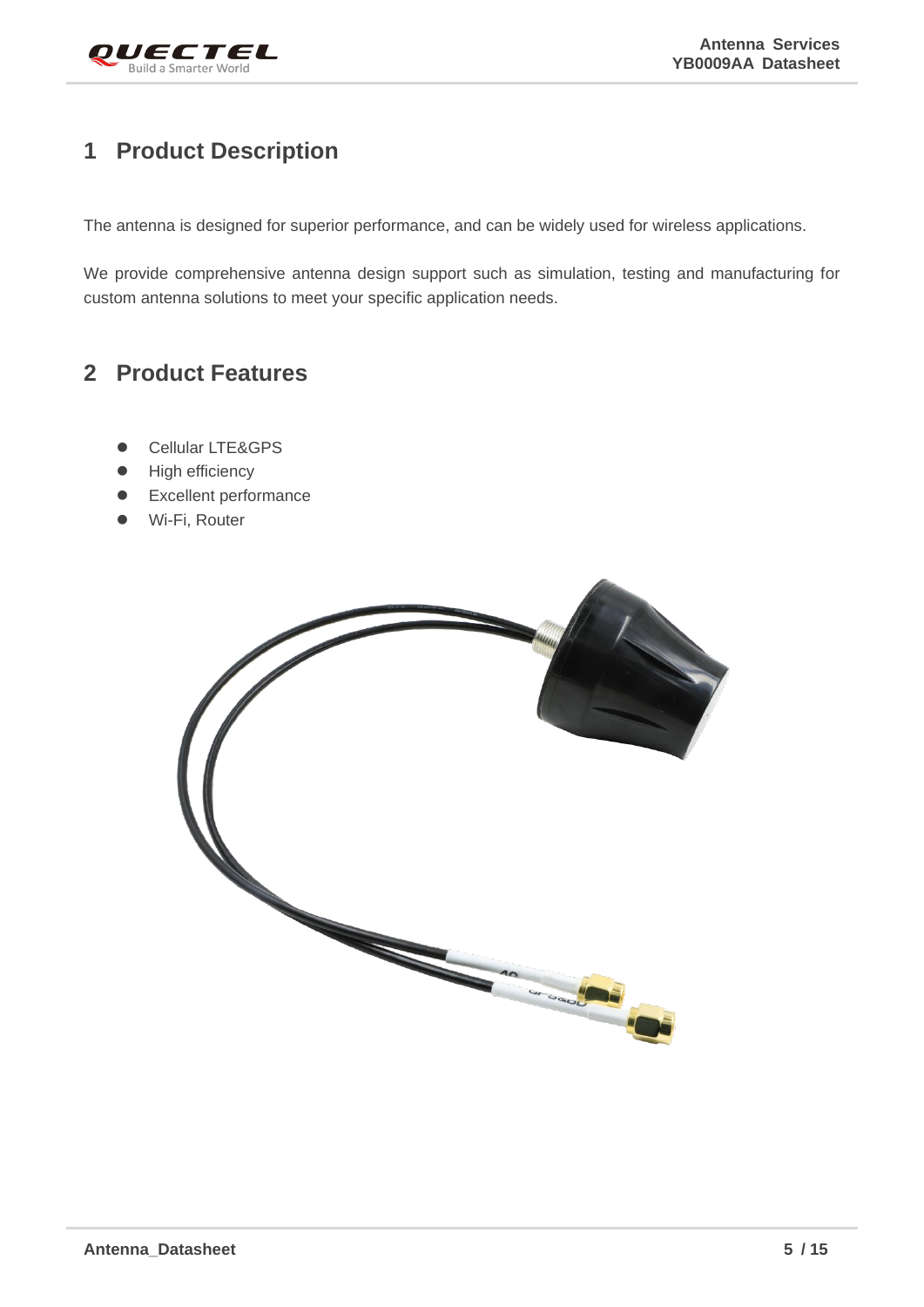# 1 Product Description

The antenna is designed for superior performance, and can be widely used for wireless applications.

We provide comprehensive antenna design support such as simulation, testing and manufacturing for custom antenna solutions to meet your specific application needs.

# 2 Product Features

- Cellular LTE&GPS
- High efficiency
- Excellent performance
- Wi-Fi, Router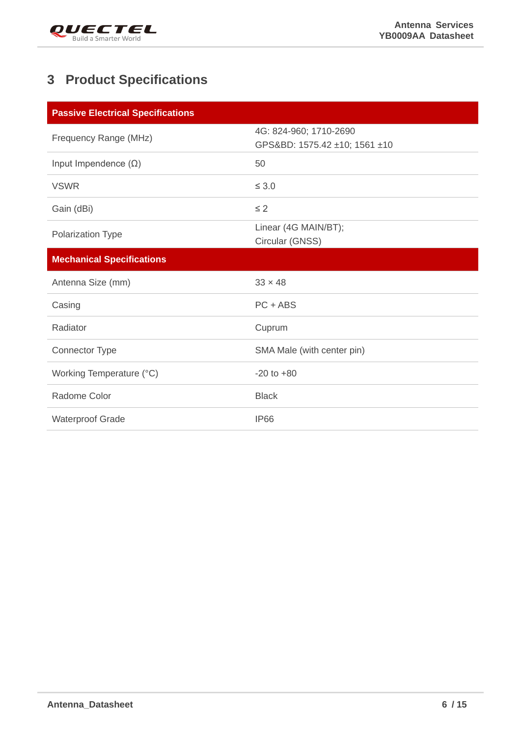# 3 Product Specifications

| Passive Electrical Specifications | |
|---|---|
| Frequency Range (MHz) | 4G: 824-960; 1710-2690<br>GPS&BD: 1575.42 ±10; 1561 ±10 |
| Input Impendence (Ω) | 50 |
| VSWR | ≤ 3.0 |
| Gain (dBi) | ≤ 2 |
| Polarization Type | Linear (4G MAIN/BT);<br>Circular (GNSS) |
| **Mechanical Specifications** | |
| Antenna Size (mm) | 33 × 48 |
| Casing | PC + ABS |
| Radiator | Cuprum |
| Connector Type | SMA Male (with center pin) |
| Working Temperature (°C) | -20 to +80 |
| Radome Color | Black |
| Waterproof Grade | IP66 |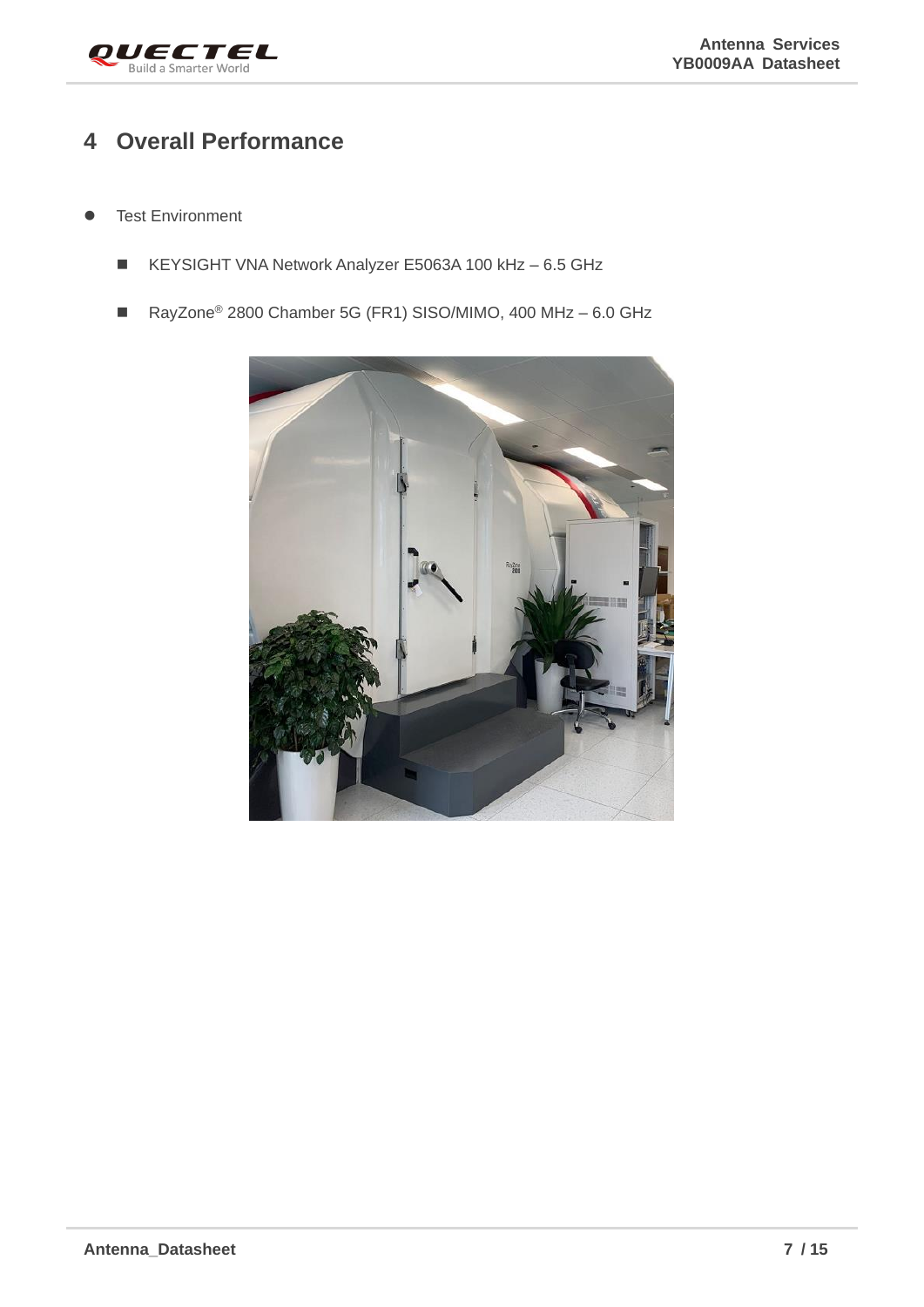# 4 Overall Performance

- Test Environment
  - KEYSIGHT VNA Network Analyzer E5063A 100 kHz – 6.5 GHz
  - RayZone® 2800 Chamber 5G (FR1) SISO/MIMO, 400 MHz – 6.0 GHz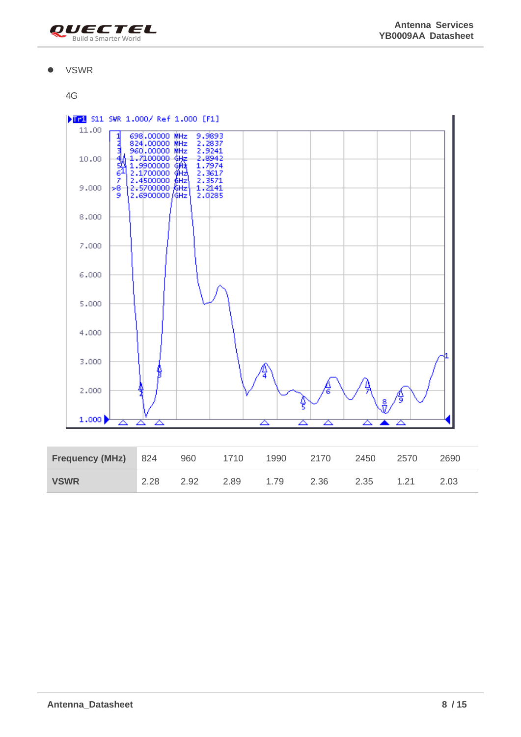- VSWR

4G

| Frequency (MHz) | 824 | 960 | 1710 | 1990 | 2170 | 2450 | 2570 | 2690 |
|---|---|---|---|---|---|---|---|---|
| VSWR | 2.28 | 2.92 | 2.89 | 1.79 | 2.36 | 2.35 | 1.21 | 2.03 |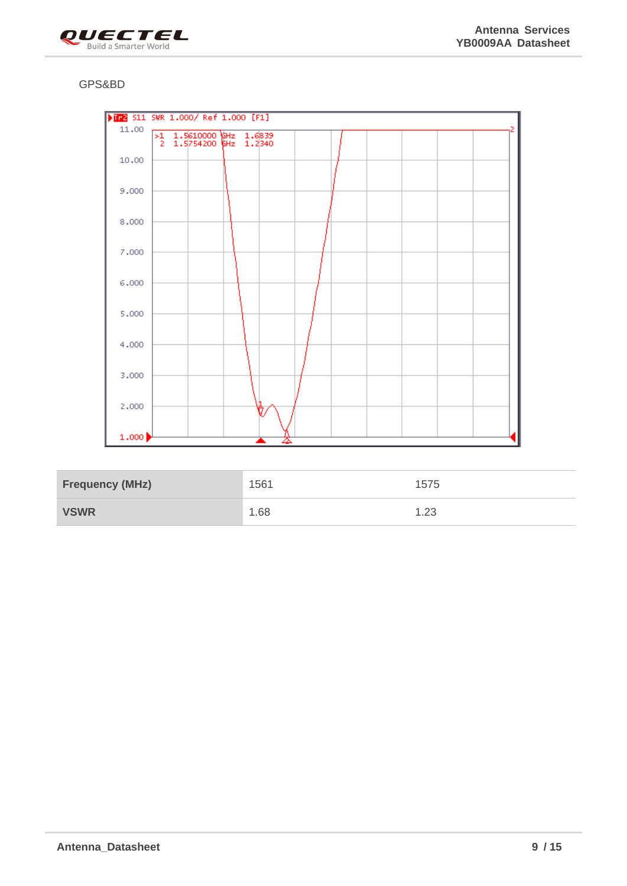GPS&BD

| Frequency (MHz) | 1561 | 1575 |
| --- | --- | --- |
| VSWR | 1.68 | 1.23 |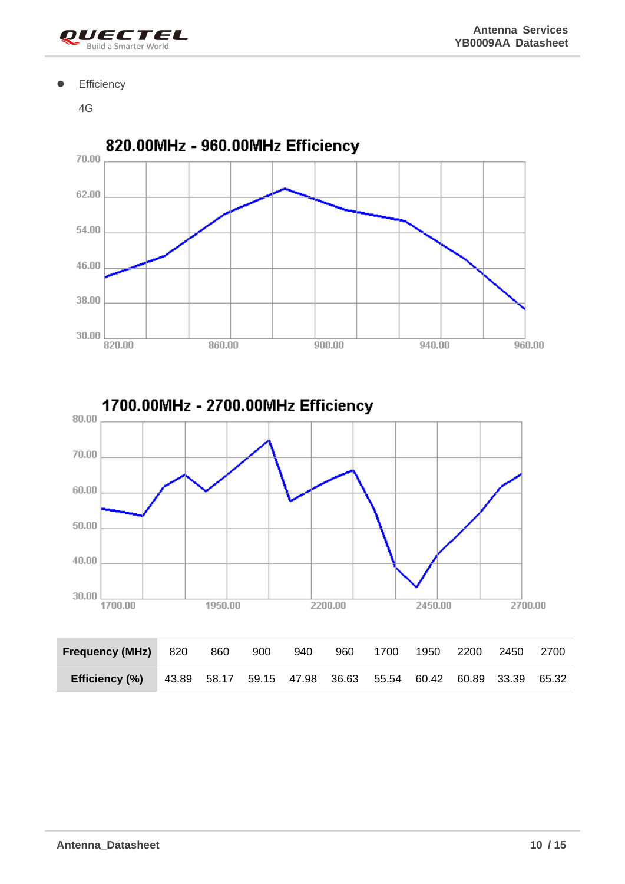- Efficiency

  4G

820.00MHz - 960.00MHz Efficiency

1700.00MHz - 2700.00MHz Efficiency

| Frequency (MHz) | 820 | 860 | 900 | 940 | 960 | 1700 | 1950 | 2200 | 2450 | 2700 |
|---|---|---|---|---|---|---|---|---|---|---|
| Efficiency (%) | 43.89 | 58.17 | 59.15 | 47.98 | 36.63 | 55.54 | 60.42 | 60.89 | 33.39 | 65.32 |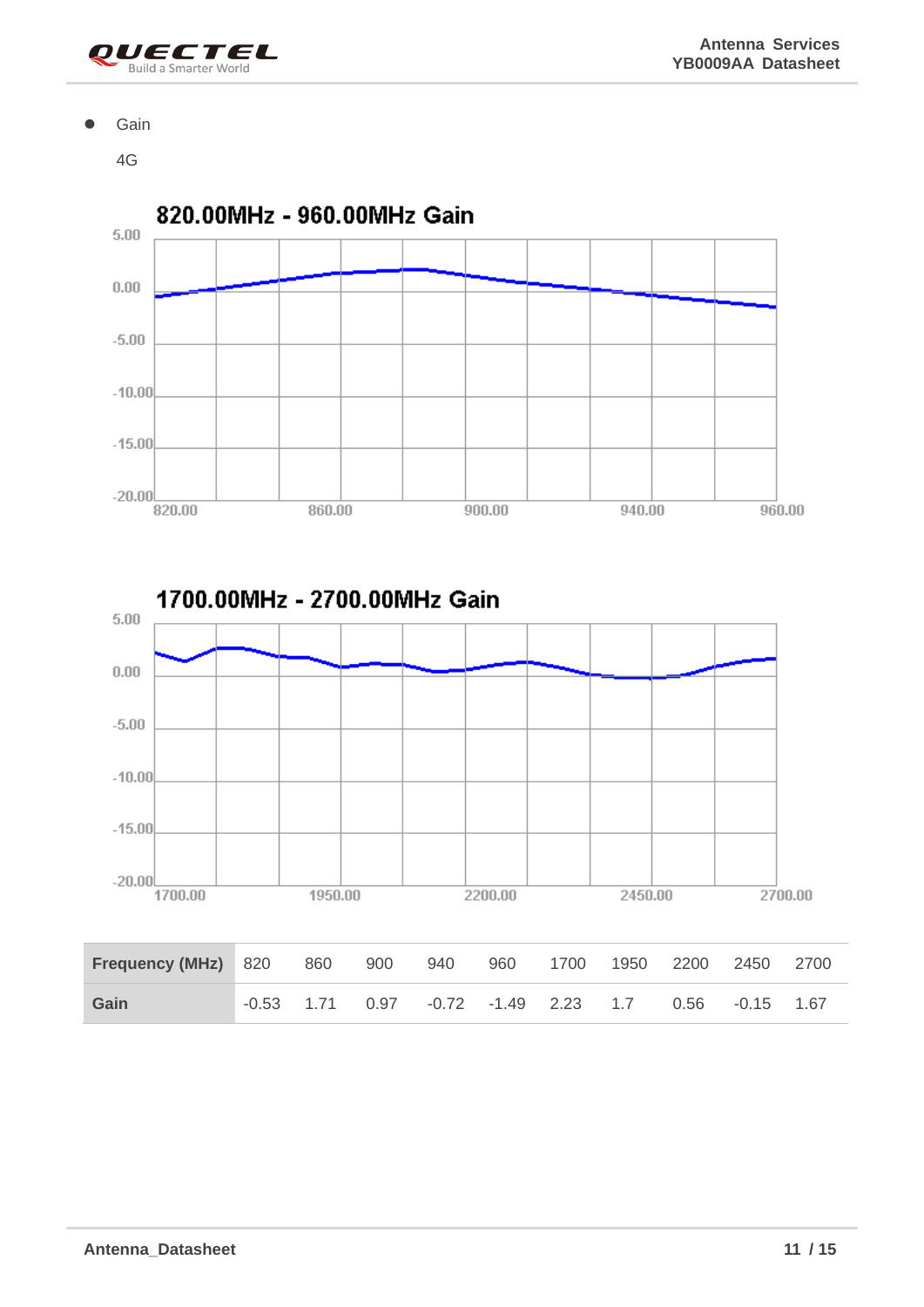- Gain

4G

820.00MHz - 960.00MHz Gain

1700.00MHz - 2700.00MHz Gain

| Frequency (MHz) | 820 | 860 | 900 | 940 | 960 | 1700 | 1950 | 2200 | 2450 | 2700 |
|---|---|---|---|---|---|---|---|---|---|---|
| Gain | -0.53 | 1.71 | 0.97 | -0.72 | -1.49 | 2.23 | 1.7 | 0.56 | -0.15 | 1.67 |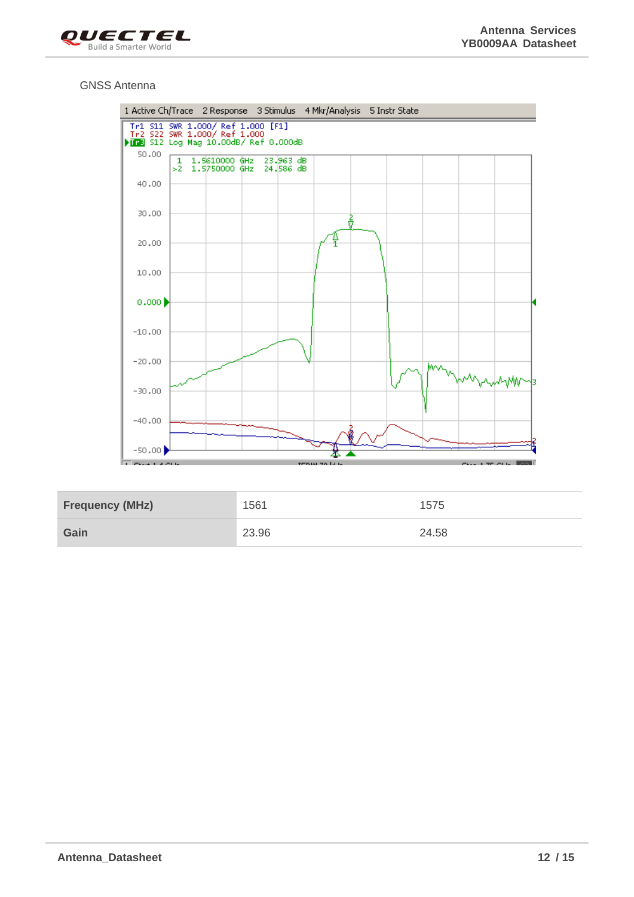GNSS Antenna

| Frequency (MHz) | 1561 | 1575 |
|---|---|---|
| Gain | 23.96 | 24.58 |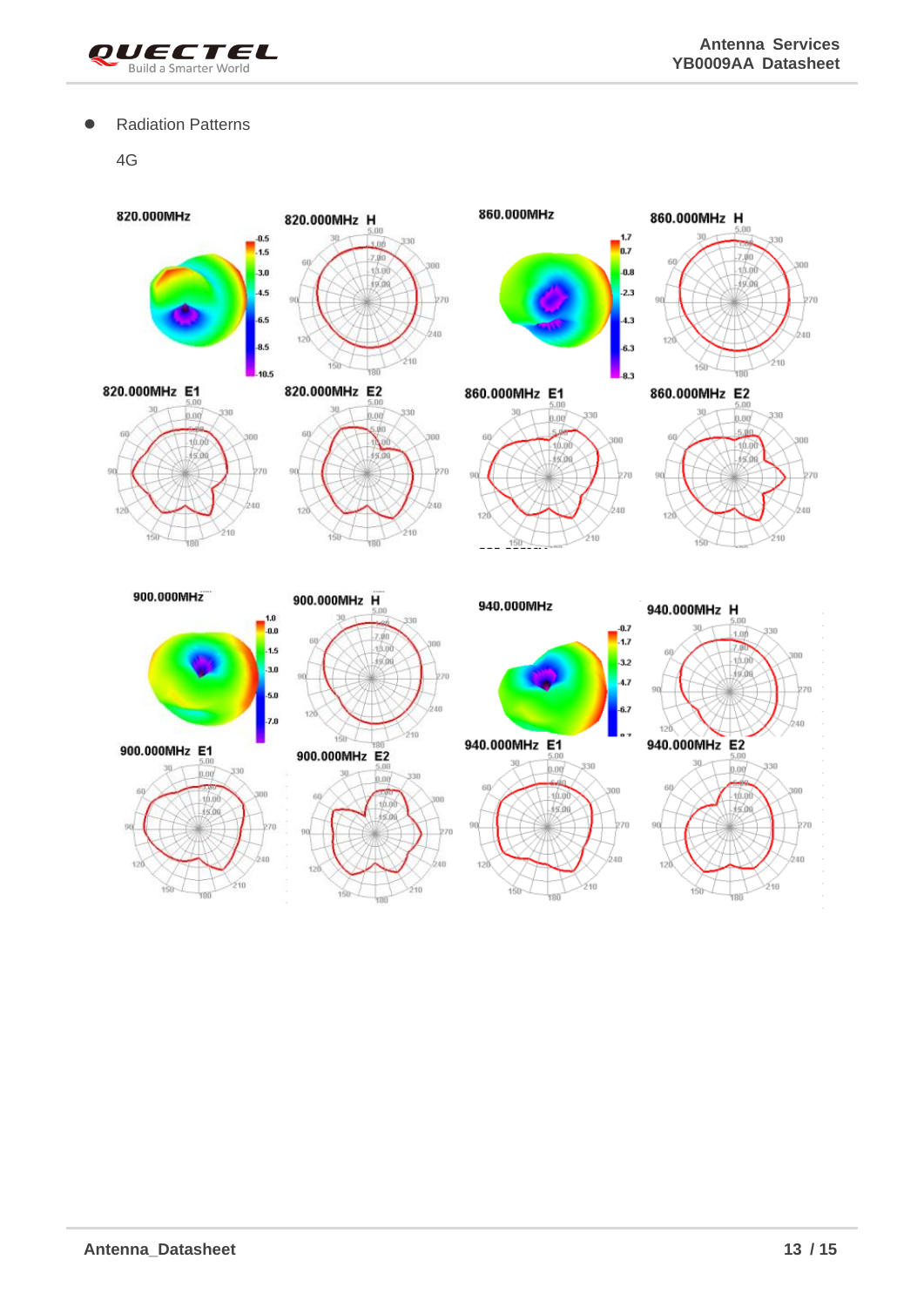- Radiation Patterns

4G

820.000MHz

820.000MHz H

860.000MHz

860.000MHz H

820.000MHz E1

820.000MHz E2

860.000MHz E1

860.000MHz E2

900.000MHz

900.000MHz H

940.000MHz

940.000MHz H

900.000MHz E1

900.000MHz E2

940.000MHz E1

940.000MHz E2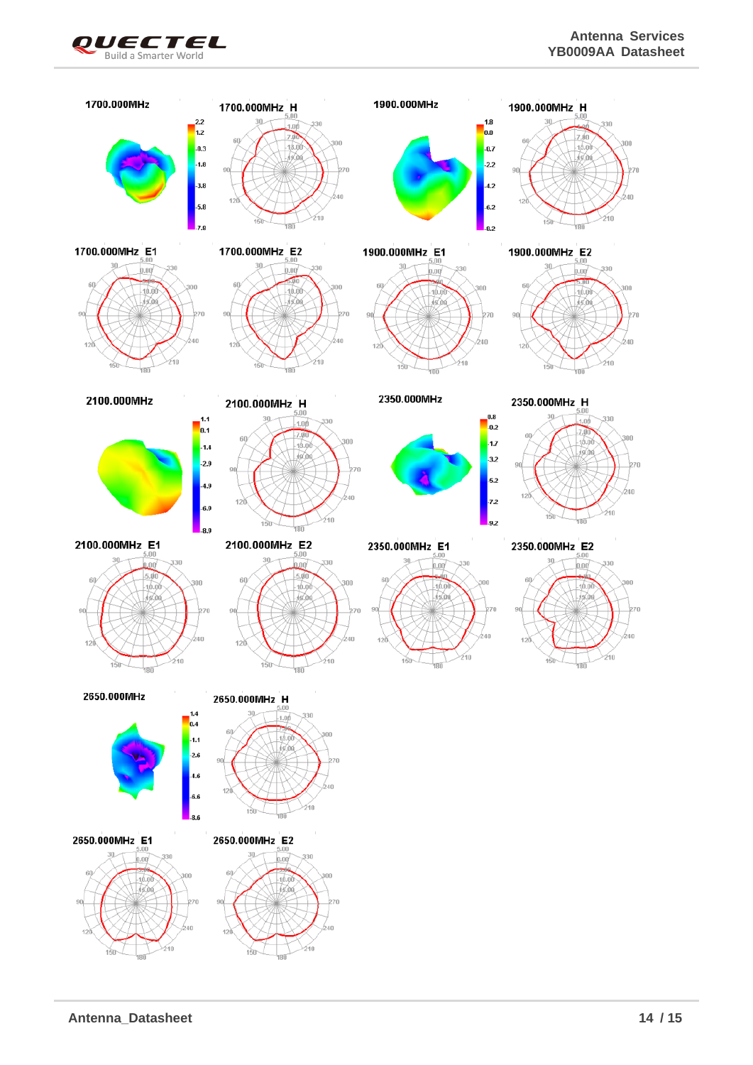1700.000MHz

1700.000MHz H

1900.000MHz

1900.000MHz H

1700.000MHz E1

1700.000MHz E2

1900.000MHz E1

1900.000MHz E2

2100.000MHz

2100.000MHz H

2350.000MHz

2350.000MHz H

2100.000MHz E1

2100.000MHz E2

2350.000MHz E1

2350.000MHz E2

2650.000MHz

2650.000MHz H

2650.000MHz E1

2650.000MHz E2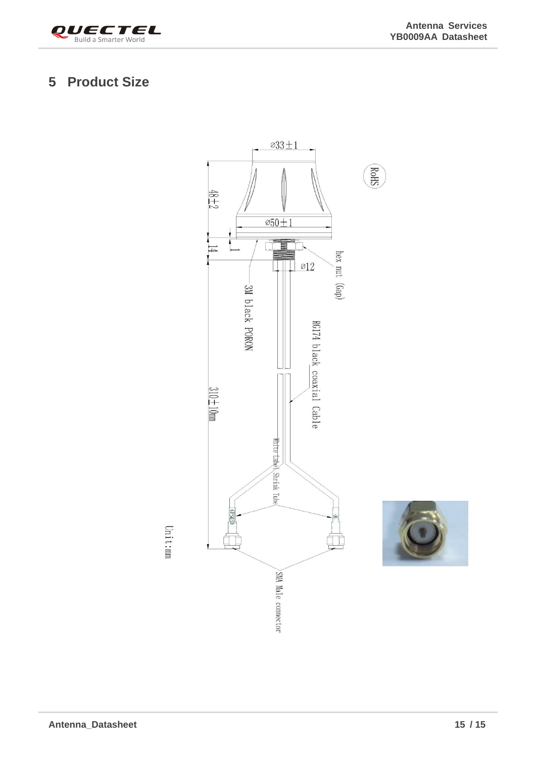# 5 Product Size

ø33±1

48±2

ø50±1

14

1

ø12

hex nut (6ap)

3M black PORON

RG174 black coaxial Cable

310±10mm

White Label Shrink Tube

GNSS

4G

SMA Male connector

RoHS

Unit:mm